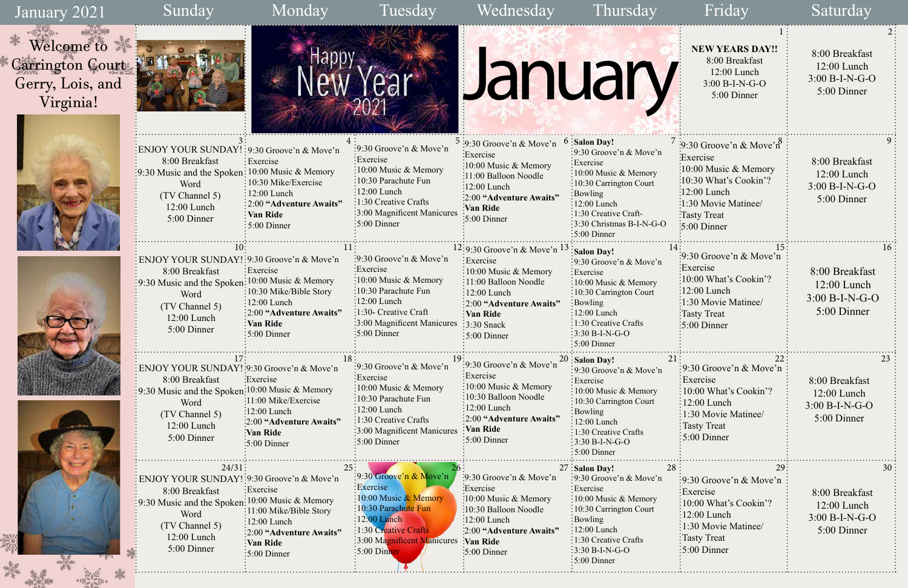# January 2021

**Welcome to Carrington Court Gerry, Lois, and Virginia!**

| Sunday | Monday | Tuesday | Wednesday | Thursday | Friday | Saturday |
|---|---|---|---|---|---|---|
| Happy New Year 2021 | | | January | | 1 **NEW YEARS DAY!!** 8:00 Breakfast 12:00 Lunch 3:00 B-I-N-G-O 5:00 Dinner | 2 8:00 Breakfast 12:00 Lunch 3:00 B-I-N-G-O 5:00 Dinner |
| 3 ENJOY YOUR SUNDAY! 8:00 Breakfast 9:30 Music and the Spoken Word (TV Channel 5) 12:00 Lunch 5:00 Dinner | 4 9:30 Groove'n & Move'n Exercise 10:00 Music & Memory 10:30 Mike/Exercise 12:00 Lunch 2:00 **"Adventure Awaits" Van Ride** 5:00 Dinner | 5 9:30 Groove'n & Move'n Exercise 10:00 Music & Memory 10:30 Parachute Fun 12:00 Lunch 1:30 Creative Crafts 3:00 Magnificent Manicures 5:00 Dinner | 6 9:30 Groove'n & Move'n Exercise 10:00 Music & Memory 11:00 Balloon Noodle 12:00 Lunch 2:00 **"Adventure Awaits" Van Ride** 5:00 Dinner | 7 **Salon Day!** 9:30 Groove'n & Move'n Exercise 10:00 Music & Memory 10:30 Carrington Court Bowling 12:00 Lunch 1:30 Creative Craft- 3:30 Christmas B-I-N-G-O 5:00 Dinner | 8 9:30 Groove'n & Move'n Exercise 10:00 Music & Memory 10:30 What's Cookin'? 12:00 Lunch 1:30 Movie Matinee/ Tasty Treat 5:00 Dinner | 9 8:00 Breakfast 12:00 Lunch 3:00 B-I-N-G-O 5:00 Dinner |
| 10 ENJOY YOUR SUNDAY! 8:00 Breakfast 9:30 Music and the Spoken Word (TV Channel 5) 12:00 Lunch 5:00 Dinner | 11 9:30 Groove'n & Move'n Exercise 10:00 Music & Memory 10:30 Mike/Bible Story 12:00 Lunch 2:00 **"Adventure Awaits" Van Ride** 5:00 Dinner | 12 9:30 Groove'n & Move'n Exercise 10:00 Music & Memory 10:30 Parachute Fun 12:00 Lunch 1:30- Creative Craft 3:00 Magnificent Manicures 5:00 Dinner | 13 9:30 Groove'n & Move'n Exercise 10:00 Music & Memory 11:00 Balloon Noodle 12:00 Lunch 2:00 **"Adventure Awaits" Van Ride** 3:30 Snack 5:00 Dinner | 14 **Salon Day!** 9:30 Groove'n & Move'n Exercise 10:00 Music & Memory 10:30 Carrington Court Bowling 12:00 Lunch 1:30 Creative Crafts 3:30 B-I-N-G-O 5:00 Dinner | 15 9:30 Groove'n & Move'n Exercise 10:00 What's Cookin'? 12:00 Lunch 1:30 Movie Matinee/ Tasty Treat 5:00 Dinner | 16 8:00 Breakfast 12:00 Lunch 3:00 B-I-N-G-O 5:00 Dinner |
| 17 ENJOY YOUR SUNDAY! 8:00 Breakfast 9:30 Music and the Spoken Word (TV Channel 5) 12:00 Lunch 5:00 Dinner | 18 9:30 Groove'n & Move'n Exercise 10:00 Music & Memory 11:00 Mike/Exercise 12:00 Lunch 2:00 **"Adventure Awaits" Van Ride** 5:00 Dinner | 19 9:30 Groove'n & Move'n Exercise 10:00 Music & Memory 10:30 Parachute Fun 12:00 Lunch 1:30 Creative Crafts 3:00 Magnificent Manicures 5:00 Dinner | 20 9:30 Groove'n & Move'n Exercise 10:00 Music & Memory 10:30 Balloon Noodle 12:00 Lunch 2:00 **"Adventure Awaits" Van Ride** 5:00 Dinner | 21 **Salon Day!** 9:30 Groove'n & Move'n Exercise 10:00 Music & Memory 10:30 Carrington Court Bowling 12:00 Lunch 1:30 Creative Crafts 3:30 B-I-N-G-O 5:00 Dinner | 22 9:30 Groove'n & Move'n Exercise 10:00 What's Cookin'? 12:00 Lunch 1:30 Movie Matinee/ Tasty Treat 5:00 Dinner | 23 8:00 Breakfast 12:00 Lunch 3:00 B-I-N-G-O 5:00 Dinner |
| 24/31 ENJOY YOUR SUNDAY! 8:00 Breakfast 9:30 Music and the Spoken Word (TV Channel 5) 12:00 Lunch 5:00 Dinner | 25 9:30 Groove'n & Move'n Exercise 10:00 Music & Memory 11:00 Mike/Bible Story 12:00 Lunch 2:00 **"Adventure Awaits" Van Ride** 5:00 Dinner | 26 9:30 Groove'n & Move'n Exercise 10:00 Music & Memory 10:30 Parachute Fun 12:00 Lunch 1:30 Creative Crafts 3:00 Magnificent Manicures 5:00 Dinner | 27 9:30 Groove'n & Move'n Exercise 10:00 Music & Memory 10:30 Balloon Noodle 12:00 Lunch 2:00 **"Adventure Awaits" Van Ride** 5:00 Dinner | 28 **Salon Day!** 9:30 Groove'n & Move'n Exercise 10:00 Music & Memory 10:30 Carrington Court Bowling 12:00 Lunch 1:30 Creative Crafts 3:30 B-I-N-G-O 5:00 Dinner | 29 9:30 Groove'n & Move'n Exercise 10:00 What's Cookin'? 12:00 Lunch 1:30 Movie Matinee/ Tasty Treat 5:00 Dinner | 30 8:00 Breakfast 12:00 Lunch 3:00 B-I-N-G-O 5:00 Dinner |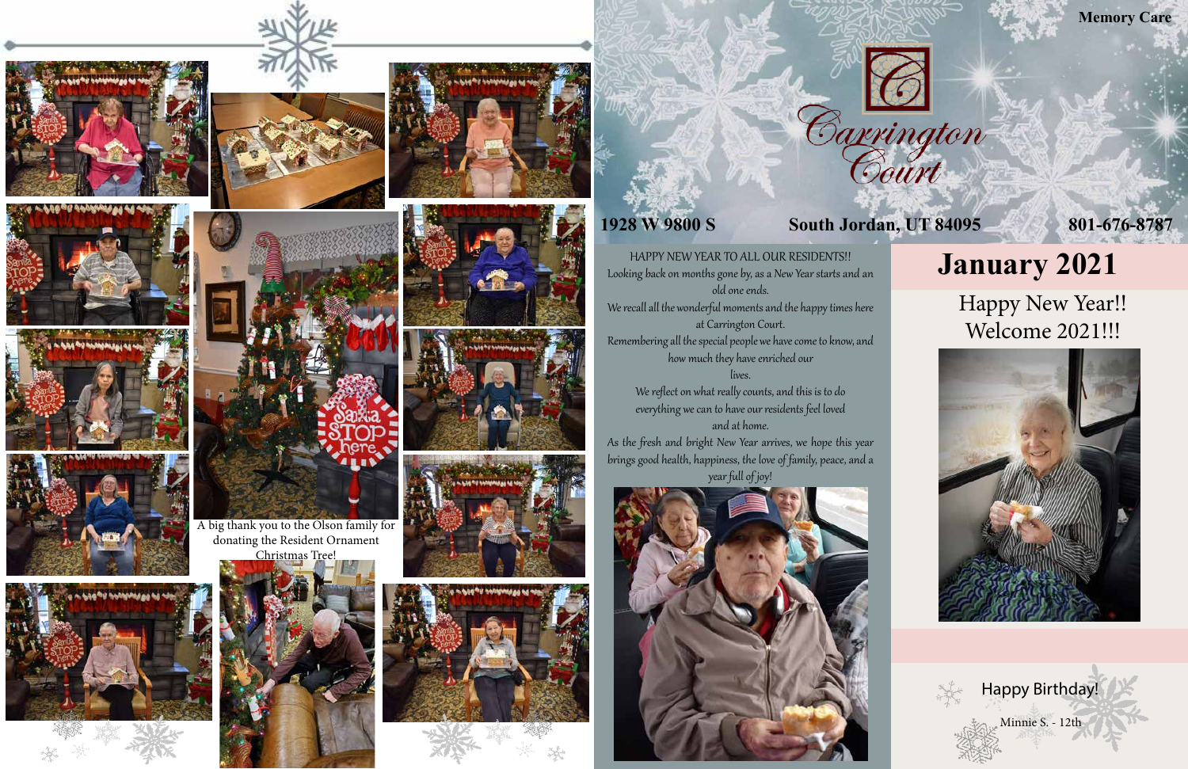A big thank you to the Olson family for donating the Resident Ornament Christmas Tree!

Memory Care

Carrington Court

1928 W 9800 S South Jordan, UT 84095 801-676-8787

HAPPY NEW YEAR TO ALL OUR RESIDENTS!!

Looking back on months gone by, as a New Year starts and an old one ends.

We recall all the wonderful moments and the happy times here at Carrington Court.

Remembering all the special people we have come to know, and how much they have enriched our lives.

We reflect on what really counts, and this is to do everything we can to have our residents feel loved and at home.

As the fresh and bright New Year arrives, we hope this year brings good health, happiness, the love of family, peace, and a year full of joy!

# January 2021

## Happy New Year!! Welcome 2021!!!

Happy Birthday!

Minnie S. - 12th